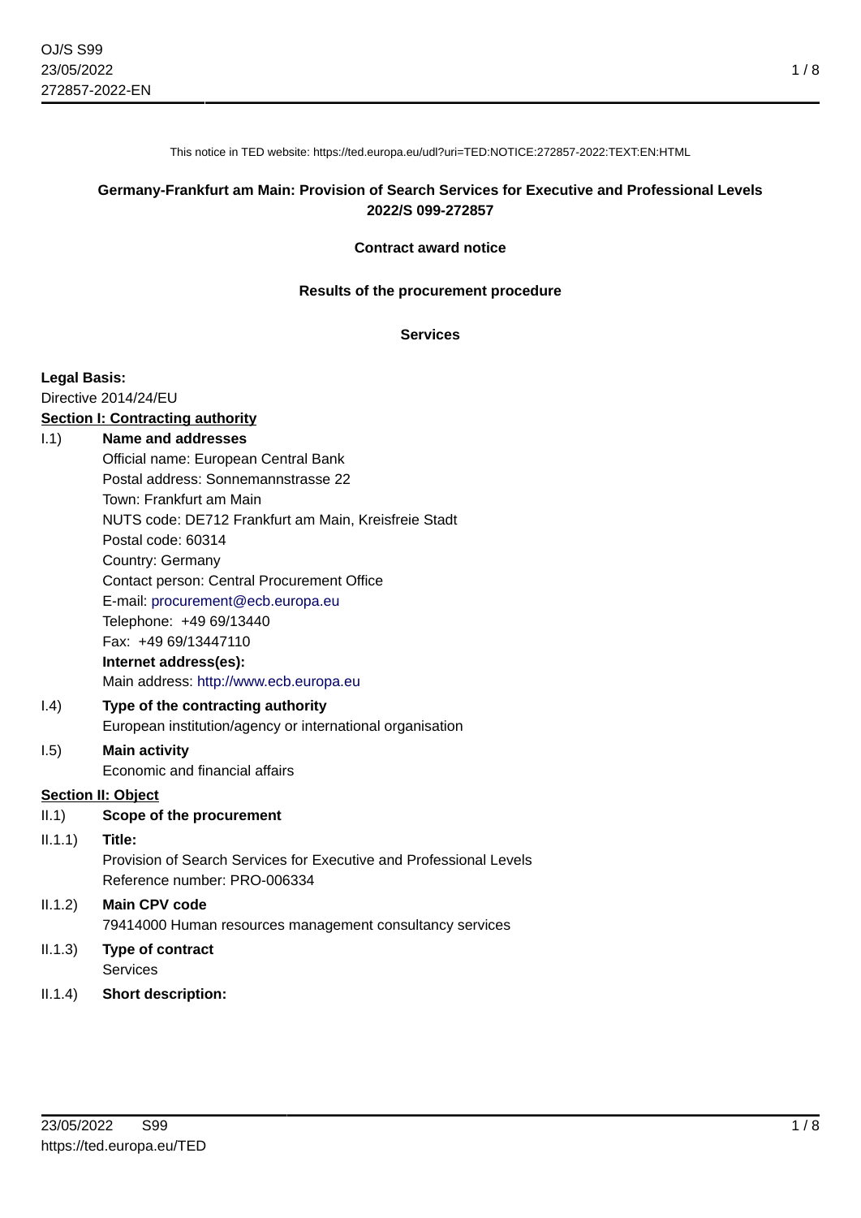This notice in TED website: https://ted.europa.eu/udl?uri=TED:NOTICE:272857-2022:TEXT:EN:HTML

**Germany-Frankfurt am Main: Provision of Search Services for Executive and Professional Levels**
**2022/S 099-272857**

**Contract award notice**

**Results of the procurement procedure**

**Services**

**Legal Basis:**
Directive 2014/24/EU

**Section I: Contracting authority**

I.1) **Name and addresses**
Official name: European Central Bank
Postal address: Sonnemannstrasse 22
Town: Frankfurt am Main
NUTS code: DE712 Frankfurt am Main, Kreisfreie Stadt
Postal code: 60314
Country: Germany
Contact person: Central Procurement Office
E-mail: procurement@ecb.europa.eu
Telephone: +49 69/13440
Fax: +49 69/13447110
**Internet address(es):**
Main address: http://www.ecb.europa.eu

I.4) **Type of the contracting authority**
European institution/agency or international organisation

I.5) **Main activity**
Economic and financial affairs

**Section II: Object**

II.1) **Scope of the procurement**

II.1.1) **Title:**
Provision of Search Services for Executive and Professional Levels
Reference number: PRO-006334

II.1.2) **Main CPV code**
79414000 Human resources management consultancy services

II.1.3) **Type of contract**
Services

II.1.4) **Short description:**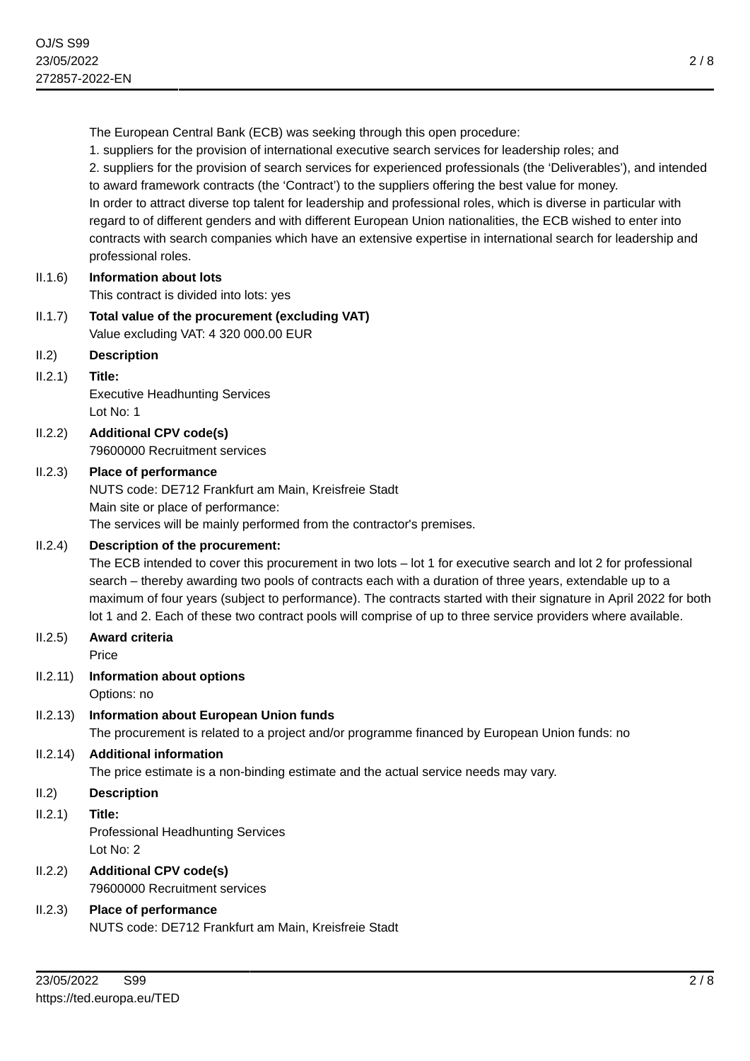The European Central Bank (ECB) was seeking through this open procedure:
1. suppliers for the provision of international executive search services for leadership roles; and
2. suppliers for the provision of search services for experienced professionals (the ‘Deliverables’), and intended to award framework contracts (the ‘Contract’) to the suppliers offering the best value for money.
In order to attract diverse top talent for leadership and professional roles, which is diverse in particular with regard to of different genders and with different European Union nationalities, the ECB wished to enter into contracts with search companies which have an extensive expertise in international search for leadership and professional roles.

II.1.6) **Information about lots**
This contract is divided into lots: yes

II.1.7) **Total value of the procurement (excluding VAT)**
Value excluding VAT: 4 320 000.00 EUR

II.2) **Description**

II.2.1) **Title:**
Executive Headhunting Services
Lot No: 1

II.2.2) **Additional CPV code(s)**
79600000 Recruitment services

II.2.3) **Place of performance**
NUTS code: DE712 Frankfurt am Main, Kreisfreie Stadt
Main site or place of performance:
The services will be mainly performed from the contractor's premises.

II.2.4) **Description of the procurement:**
The ECB intended to cover this procurement in two lots – lot 1 for executive search and lot 2 for professional search – thereby awarding two pools of contracts each with a duration of three years, extendable up to a maximum of four years (subject to performance). The contracts started with their signature in April 2022 for both lot 1 and 2. Each of these two contract pools will comprise of up to three service providers where available.

II.2.5) **Award criteria**
Price

II.2.11) **Information about options**
Options: no

II.2.13) **Information about European Union funds**
The procurement is related to a project and/or programme financed by European Union funds: no

II.2.14) **Additional information**
The price estimate is a non-binding estimate and the actual service needs may vary.

II.2) **Description**

II.2.1) **Title:**
Professional Headhunting Services
Lot No: 2

II.2.2) **Additional CPV code(s)**
79600000 Recruitment services

II.2.3) **Place of performance**
NUTS code: DE712 Frankfurt am Main, Kreisfreie Stadt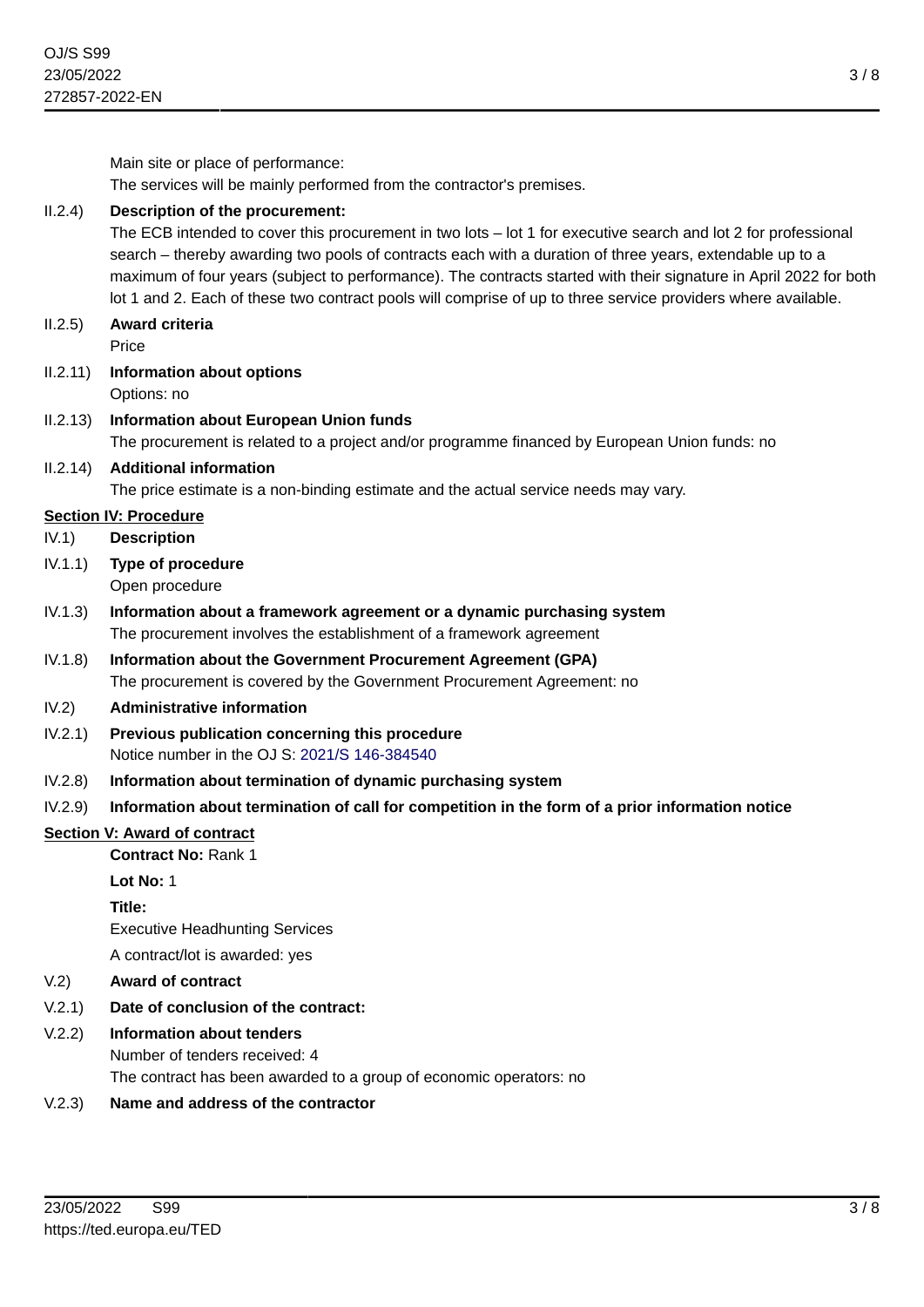Main site or place of performance:

The services will be mainly performed from the contractor's premises.

II.2.4) **Description of the procurement:**

The ECB intended to cover this procurement in two lots – lot 1 for executive search and lot 2 for professional search – thereby awarding two pools of contracts each with a duration of three years, extendable up to a maximum of four years (subject to performance). The contracts started with their signature in April 2022 for both lot 1 and 2. Each of these two contract pools will comprise of up to three service providers where available.

II.2.5) **Award criteria**

Price

II.2.11) **Information about options**

Options: no

II.2.13) **Information about European Union funds**

The procurement is related to a project and/or programme financed by European Union funds: no

II.2.14) **Additional information**

The price estimate is a non-binding estimate and the actual service needs may vary.

## Section IV: Procedure

IV.1) **Description**

IV.1.1) **Type of procedure**

Open procedure

IV.1.3) **Information about a framework agreement or a dynamic purchasing system**

The procurement involves the establishment of a framework agreement

IV.1.8) **Information about the Government Procurement Agreement (GPA)**

The procurement is covered by the Government Procurement Agreement: no

IV.2) **Administrative information**

IV.2.1) **Previous publication concerning this procedure**

Notice number in the OJ S: 2021/S 146-384540

IV.2.8) **Information about termination of dynamic purchasing system**

IV.2.9) **Information about termination of call for competition in the form of a prior information notice**

## Section V: Award of contract

**Contract No:** Rank 1

**Lot No:** 1

**Title:**

Executive Headhunting Services

A contract/lot is awarded: yes

V.2) **Award of contract**

V.2.1) **Date of conclusion of the contract:**

V.2.2) **Information about tenders**

Number of tenders received: 4

The contract has been awarded to a group of economic operators: no

V.2.3) **Name and address of the contractor**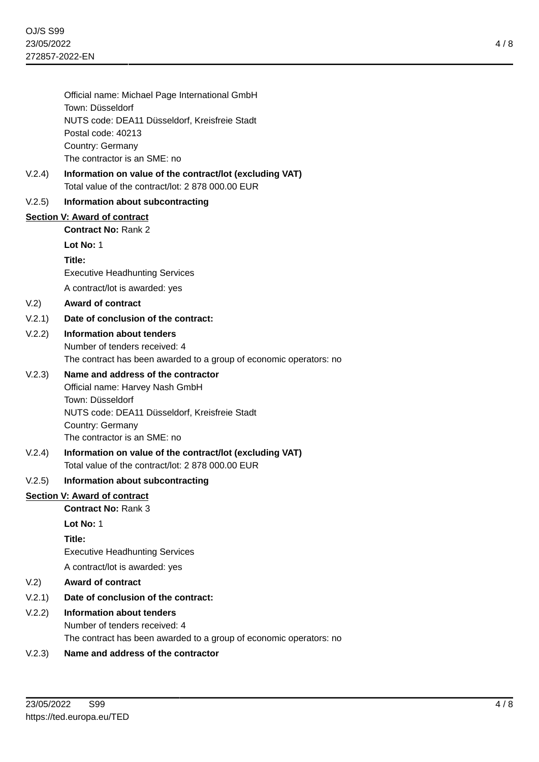Official name: Michael Page International GmbH
Town: Düsseldorf
NUTS code: DEA11 Düsseldorf, Kreisfreie Stadt
Postal code: 40213
Country: Germany
The contractor is an SME: no

V.2.4) **Information on value of the contract/lot (excluding VAT)**
Total value of the contract/lot: 2 878 000.00 EUR

V.2.5) **Information about subcontracting**

## Section V: Award of contract

**Contract No:** Rank 2

**Lot No:** 1

**Title:**
Executive Headhunting Services

A contract/lot is awarded: yes

V.2) **Award of contract**

V.2.1) **Date of conclusion of the contract:**

V.2.2) **Information about tenders**
Number of tenders received: 4
The contract has been awarded to a group of economic operators: no

V.2.3) **Name and address of the contractor**
Official name: Harvey Nash GmbH
Town: Düsseldorf
NUTS code: DEA11 Düsseldorf, Kreisfreie Stadt
Country: Germany
The contractor is an SME: no

V.2.4) **Information on value of the contract/lot (excluding VAT)**
Total value of the contract/lot: 2 878 000.00 EUR

V.2.5) **Information about subcontracting**

## Section V: Award of contract

**Contract No:** Rank 3

**Lot No:** 1

**Title:**
Executive Headhunting Services

A contract/lot is awarded: yes

V.2) **Award of contract**

V.2.1) **Date of conclusion of the contract:**

V.2.2) **Information about tenders**
Number of tenders received: 4
The contract has been awarded to a group of economic operators: no

V.2.3) **Name and address of the contractor**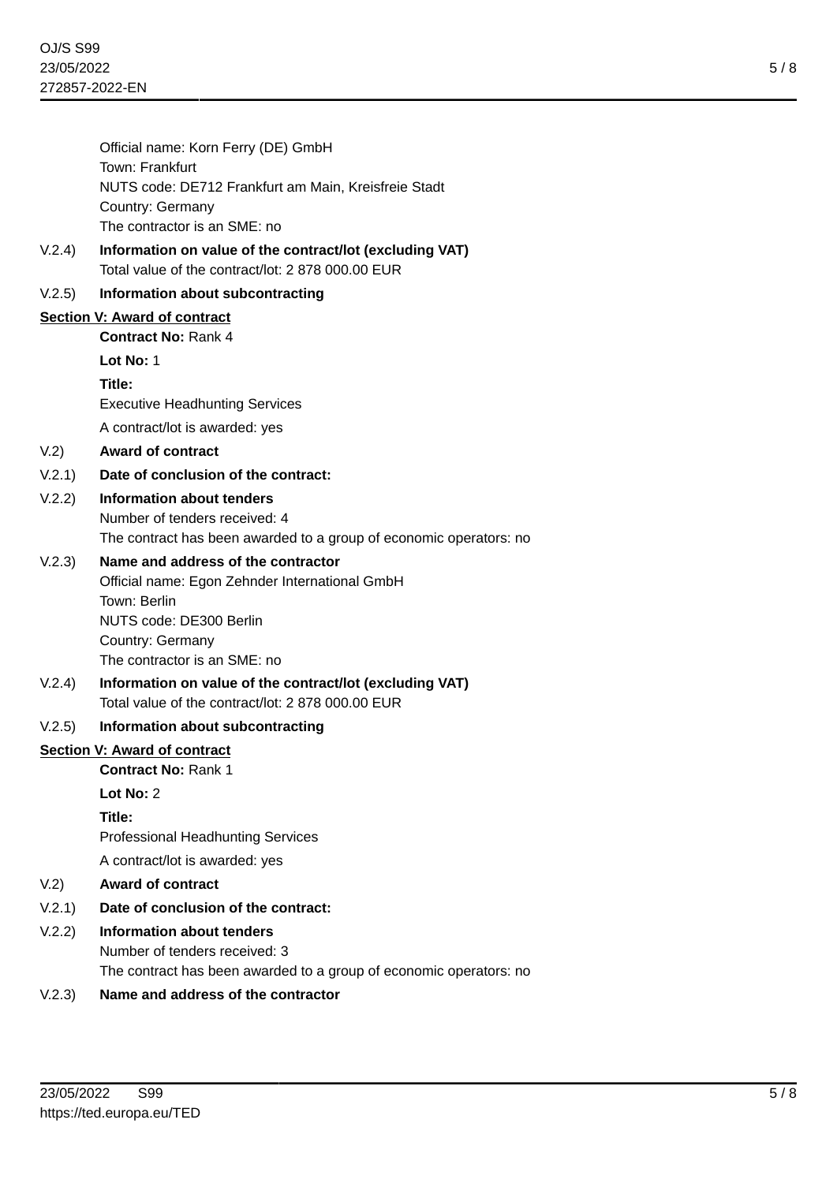Official name: Korn Ferry (DE) GmbH
Town: Frankfurt
NUTS code: DE712 Frankfurt am Main, Kreisfreie Stadt
Country: Germany
The contractor is an SME: no

V.2.4) **Information on value of the contract/lot (excluding VAT)**
Total value of the contract/lot: 2 878 000.00 EUR

V.2.5) **Information about subcontracting**

## Section V: Award of contract

**Contract No:** Rank 4

**Lot No:** 1

**Title:**
Executive Headhunting Services

A contract/lot is awarded: yes

V.2) **Award of contract**

V.2.1) **Date of conclusion of the contract:**

V.2.2) **Information about tenders**
Number of tenders received: 4
The contract has been awarded to a group of economic operators: no

V.2.3) **Name and address of the contractor**
Official name: Egon Zehnder International GmbH
Town: Berlin
NUTS code: DE300 Berlin
Country: Germany
The contractor is an SME: no

V.2.4) **Information on value of the contract/lot (excluding VAT)**
Total value of the contract/lot: 2 878 000.00 EUR

V.2.5) **Information about subcontracting**

## Section V: Award of contract

**Contract No:** Rank 1

**Lot No:** 2

**Title:**
Professional Headhunting Services

A contract/lot is awarded: yes

V.2) **Award of contract**

V.2.1) **Date of conclusion of the contract:**

V.2.2) **Information about tenders**
Number of tenders received: 3
The contract has been awarded to a group of economic operators: no

V.2.3) **Name and address of the contractor**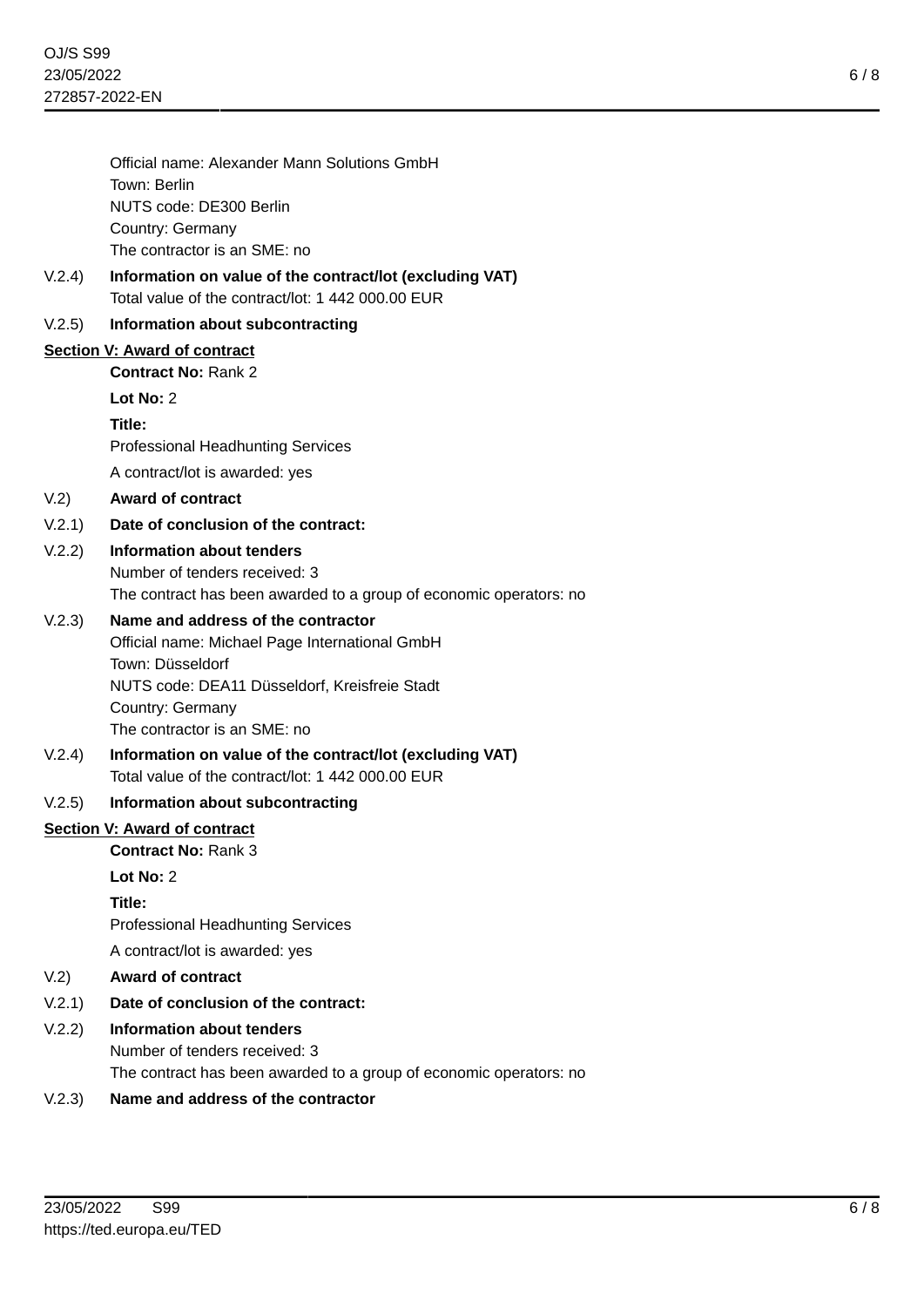Official name: Alexander Mann Solutions GmbH
Town: Berlin
NUTS code: DE300 Berlin
Country: Germany
The contractor is an SME: no

V.2.4) **Information on value of the contract/lot (excluding VAT)**
Total value of the contract/lot: 1 442 000.00 EUR

V.2.5) **Information about subcontracting**

## Section V: Award of contract

**Contract No:** Rank 2

**Lot No:** 2

**Title:**
Professional Headhunting Services

A contract/lot is awarded: yes

V.2) **Award of contract**

V.2.1) **Date of conclusion of the contract:**

V.2.2) **Information about tenders**
Number of tenders received: 3
The contract has been awarded to a group of economic operators: no

V.2.3) **Name and address of the contractor**
Official name: Michael Page International GmbH
Town: Düsseldorf
NUTS code: DEA11 Düsseldorf, Kreisfreie Stadt
Country: Germany
The contractor is an SME: no

V.2.4) **Information on value of the contract/lot (excluding VAT)**
Total value of the contract/lot: 1 442 000.00 EUR

V.2.5) **Information about subcontracting**

## Section V: Award of contract

**Contract No:** Rank 3

**Lot No:** 2

**Title:**
Professional Headhunting Services

A contract/lot is awarded: yes

V.2) **Award of contract**

V.2.1) **Date of conclusion of the contract:**

V.2.2) **Information about tenders**
Number of tenders received: 3
The contract has been awarded to a group of economic operators: no

V.2.3) **Name and address of the contractor**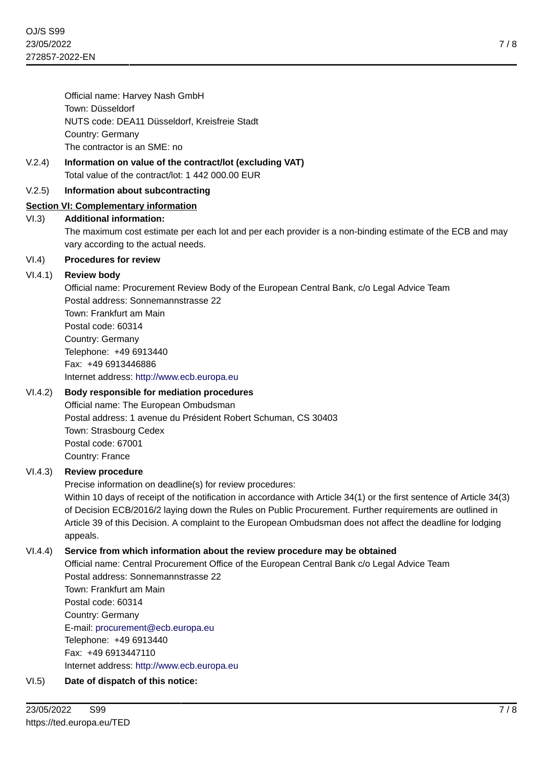Official name: Harvey Nash GmbH
Town: Düsseldorf
NUTS code: DEA11 Düsseldorf, Kreisfreie Stadt
Country: Germany
The contractor is an SME: no

V.2.4) **Information on value of the contract/lot (excluding VAT)**
Total value of the contract/lot: 1 442 000.00 EUR

V.2.5) **Information about subcontracting**

## Section VI: Complementary information

VI.3) **Additional information:**
The maximum cost estimate per each lot and per each provider is a non-binding estimate of the ECB and may vary according to the actual needs.

VI.4) **Procedures for review**

VI.4.1) **Review body**
Official name: Procurement Review Body of the European Central Bank, c/o Legal Advice Team
Postal address: Sonnemannstrasse 22
Town: Frankfurt am Main
Postal code: 60314
Country: Germany
Telephone: +49 6913440
Fax: +49 6913446886
Internet address: http://www.ecb.europa.eu

VI.4.2) **Body responsible for mediation procedures**
Official name: The European Ombudsman
Postal address: 1 avenue du Président Robert Schuman, CS 30403
Town: Strasbourg Cedex
Postal code: 67001
Country: France

VI.4.3) **Review procedure**
Precise information on deadline(s) for review procedures:
Within 10 days of receipt of the notification in accordance with Article 34(1) or the first sentence of Article 34(3) of Decision ECB/2016/2 laying down the Rules on Public Procurement. Further requirements are outlined in Article 39 of this Decision. A complaint to the European Ombudsman does not affect the deadline for lodging appeals.

VI.4.4) **Service from which information about the review procedure may be obtained**
Official name: Central Procurement Office of the European Central Bank c/o Legal Advice Team
Postal address: Sonnemannstrasse 22
Town: Frankfurt am Main
Postal code: 60314
Country: Germany
E-mail: procurement@ecb.europa.eu
Telephone: +49 6913440
Fax: +49 6913447110
Internet address: http://www.ecb.europa.eu

VI.5) **Date of dispatch of this notice:**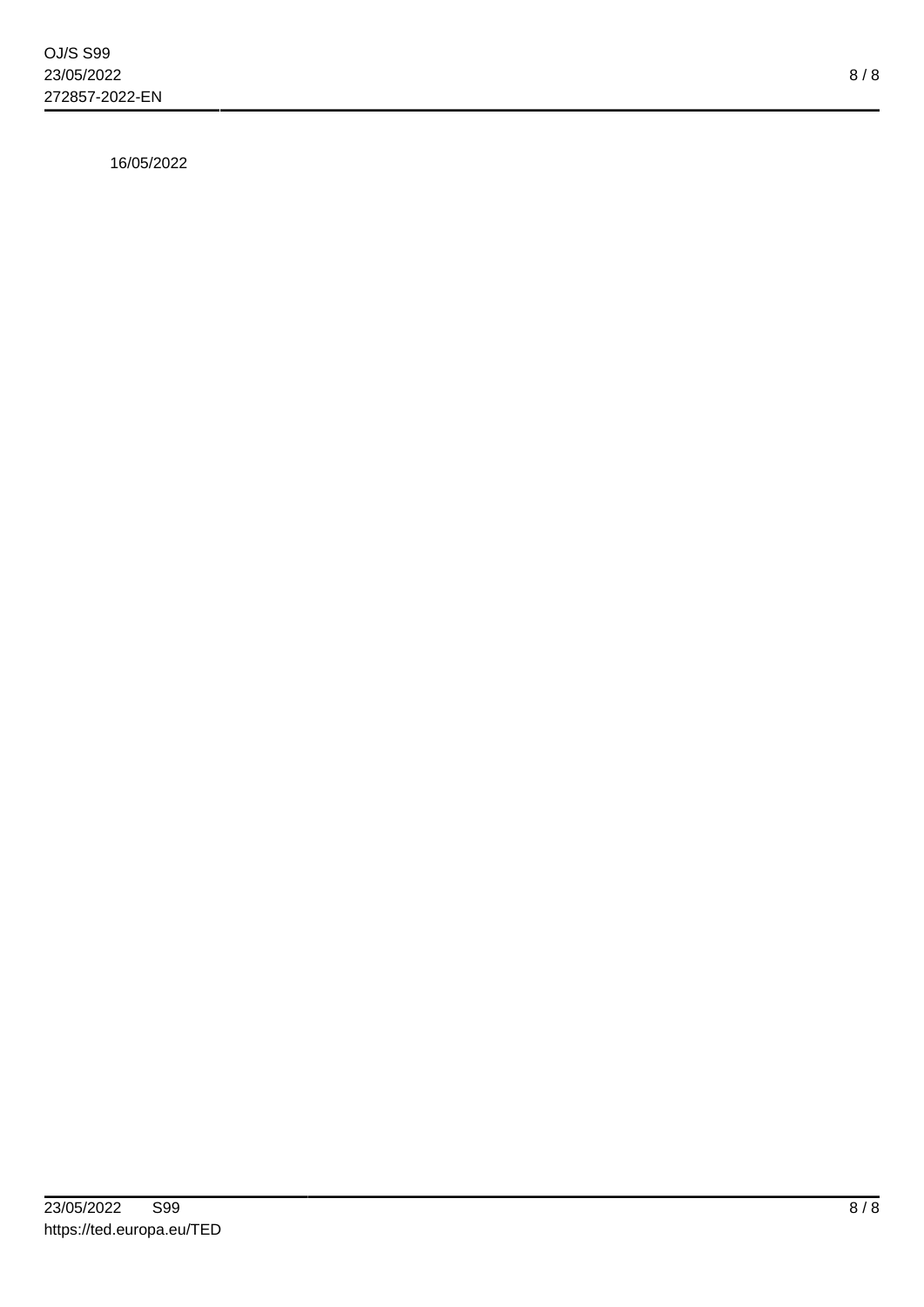16/05/2022